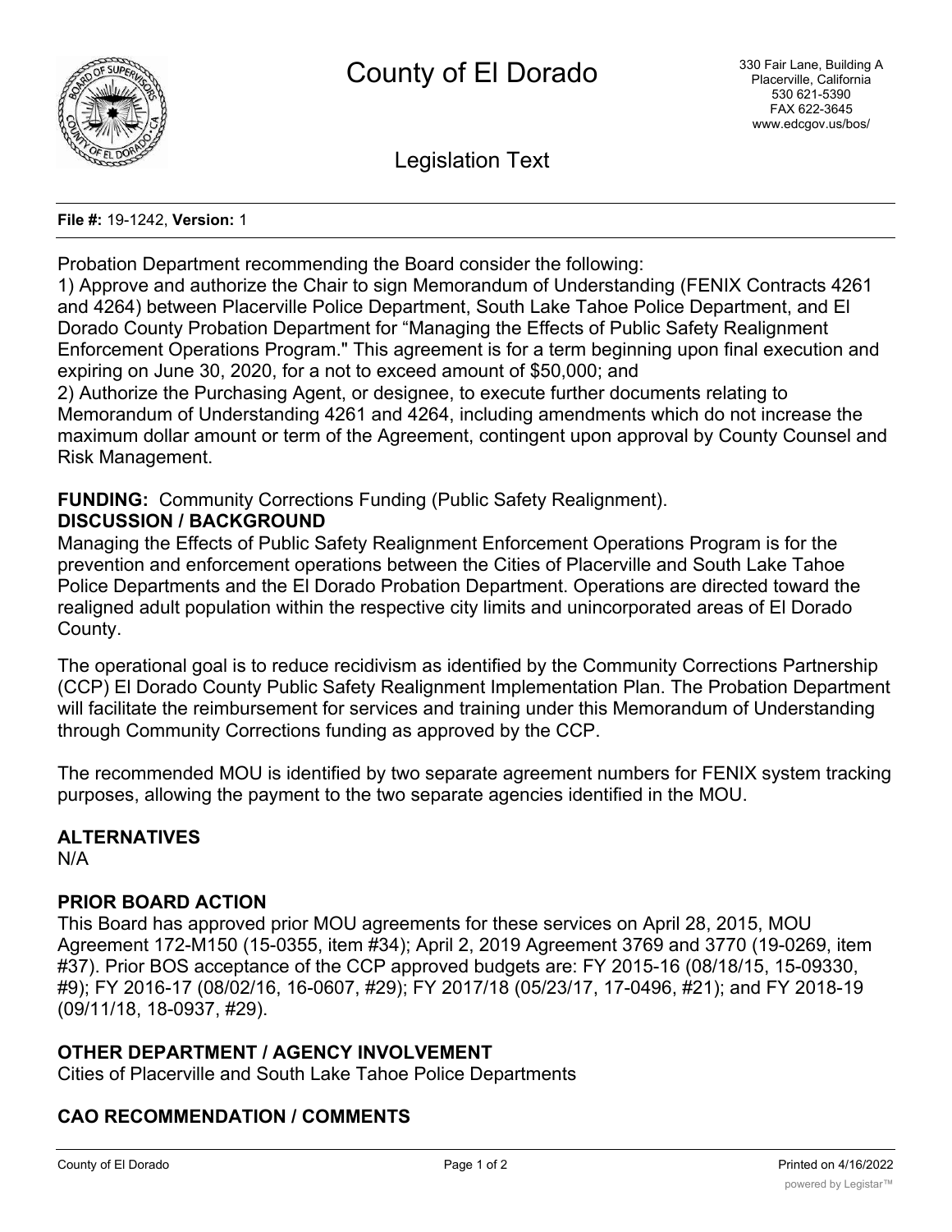# County of El Dorado

330 Fair Lane, Building A
Placerville, California
530 621-5390
FAX 622-3645
www.edcgov.us/bos/

## Legislation Text

**File #:** 19-1242, **Version:** 1

Probation Department recommending the Board consider the following:
1) Approve and authorize the Chair to sign Memorandum of Understanding (FENIX Contracts 4261 and 4264) between Placerville Police Department, South Lake Tahoe Police Department, and El Dorado County Probation Department for "Managing the Effects of Public Safety Realignment Enforcement Operations Program." This agreement is for a term beginning upon final execution and expiring on June 30, 2020, for a not to exceed amount of $50,000; and
2) Authorize the Purchasing Agent, or designee, to execute further documents relating to Memorandum of Understanding 4261 and 4264, including amendments which do not increase the maximum dollar amount or term of the Agreement, contingent upon approval by County Counsel and Risk Management.

**FUNDING:** Community Corrections Funding (Public Safety Realignment).

**DISCUSSION / BACKGROUND**

Managing the Effects of Public Safety Realignment Enforcement Operations Program is for the prevention and enforcement operations between the Cities of Placerville and South Lake Tahoe Police Departments and the El Dorado Probation Department. Operations are directed toward the realigned adult population within the respective city limits and unincorporated areas of El Dorado County.

The operational goal is to reduce recidivism as identified by the Community Corrections Partnership (CCP) El Dorado County Public Safety Realignment Implementation Plan. The Probation Department will facilitate the reimbursement for services and training under this Memorandum of Understanding through Community Corrections funding as approved by the CCP.

The recommended MOU is identified by two separate agreement numbers for FENIX system tracking purposes, allowing the payment to the two separate agencies identified in the MOU.

**ALTERNATIVES**

N/A

**PRIOR BOARD ACTION**

This Board has approved prior MOU agreements for these services on April 28, 2015, MOU Agreement 172-M150 (15-0355, item #34); April 2, 2019 Agreement 3769 and 3770 (19-0269, item #37). Prior BOS acceptance of the CCP approved budgets are: FY 2015-16 (08/18/15, 15-09330, #9); FY 2016-17 (08/02/16, 16-0607, #29); FY 2017/18 (05/23/17, 17-0496, #21); and FY 2018-19 (09/11/18, 18-0937, #29).

**OTHER DEPARTMENT / AGENCY INVOLVEMENT**

Cities of Placerville and South Lake Tahoe Police Departments

**CAO RECOMMENDATION / COMMENTS**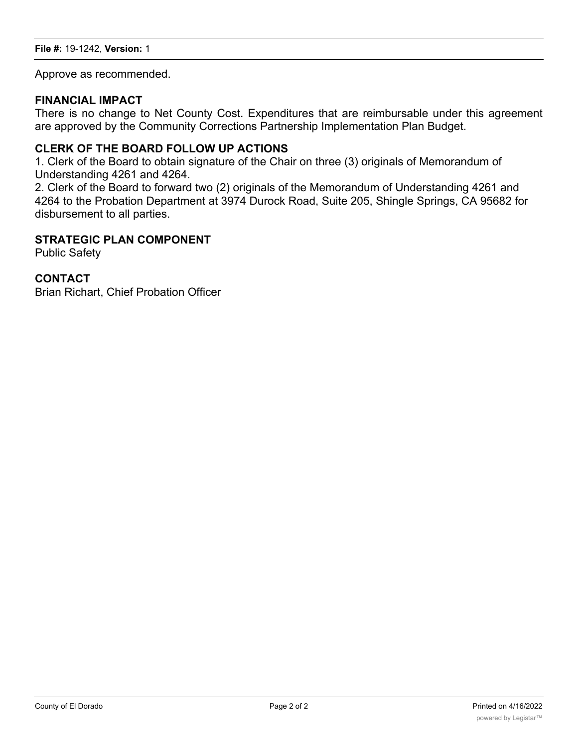Approve as recommended.

**FINANCIAL IMPACT**

There is no change to Net County Cost. Expenditures that are reimbursable under this agreement are approved by the Community Corrections Partnership Implementation Plan Budget.

**CLERK OF THE BOARD FOLLOW UP ACTIONS**

1. Clerk of the Board to obtain signature of the Chair on three (3) originals of Memorandum of Understanding 4261 and 4264.
2. Clerk of the Board to forward two (2) originals of the Memorandum of Understanding 4261 and 4264 to the Probation Department at 3974 Durock Road, Suite 205, Shingle Springs, CA 95682 for disbursement to all parties.

**STRATEGIC PLAN COMPONENT**

Public Safety

**CONTACT**

Brian Richart, Chief Probation Officer